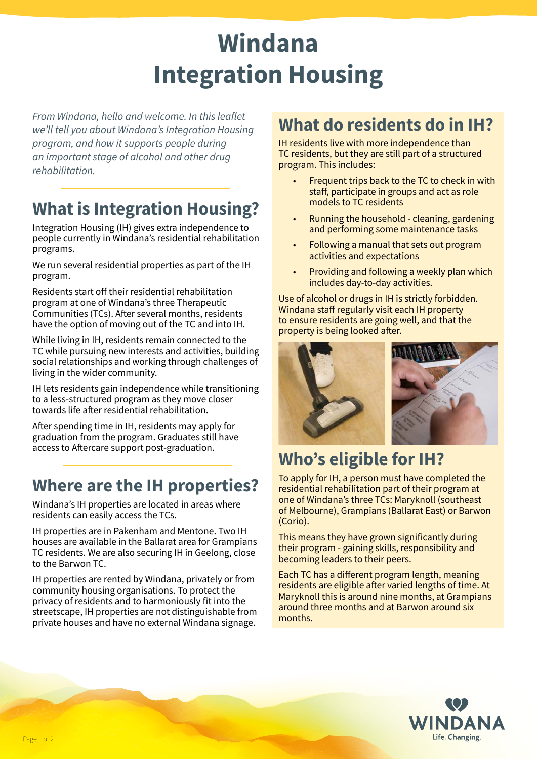# Windana Integration Housing

*From Windana, hello and welcome. In this leaflet we'll tell you about Windana's Integration Housing program, and how it supports people during an important stage of alcohol and other drug rehabilitation.*

## What is Integration Housing?

Integration Housing (IH) gives extra independence to people currently in Windana's residential rehabilitation programs.

We run several residential properties as part of the IH program.

Residents start off their residential rehabilitation program at one of Windana's three Therapeutic Communities (TCs). After several months, residents have the option of moving out of the TC and into IH.

While living in IH, residents remain connected to the TC while pursuing new interests and activities, building social relationships and working through challenges of living in the wider community.

IH lets residents gain independence while transitioning to a less-structured program as they move closer towards life after residential rehabilitation.

After spending time in IH, residents may apply for graduation from the program. Graduates still have access to Aftercare support post-graduation.

## Where are the IH properties?

Windana's IH properties are located in areas where residents can easily access the TCs.

IH properties are in Pakenham and Mentone. Two IH houses are available in the Ballarat area for Grampians TC residents. We are also securing IH in Geelong, close to the Barwon TC.

IH properties are rented by Windana, privately or from community housing organisations. To protect the privacy of residents and to harmoniously fit into the streetscape, IH properties are not distinguishable from private houses and have no external Windana signage.

## What do residents do in IH?

IH residents live with more independence than TC residents, but they are still part of a structured program. This includes:

- Frequent trips back to the TC to check in with staff, participate in groups and act as role models to TC residents
- Running the household - cleaning, gardening and performing some maintenance tasks
- Following a manual that sets out program activities and expectations
- Providing and following a weekly plan which includes day-to-day activities.

Use of alcohol or drugs in IH is strictly forbidden. Windana staff regularly visit each IH property to ensure residents are going well, and that the property is being looked after.

## Who's eligible for IH?

To apply for IH, a person must have completed the residential rehabilitation part of their program at one of Windana's three TCs: Maryknoll (southeast of Melbourne), Grampians (Ballarat East) or Barwon (Corio).

This means they have grown significantly during their program - gaining skills, responsibility and becoming leaders to their peers.

Each TC has a different program length, meaning residents are eligible after varied lengths of time. At Maryknoll this is around nine months, at Grampians around three months and at Barwon around six months.

WINDANA
Life. Changing.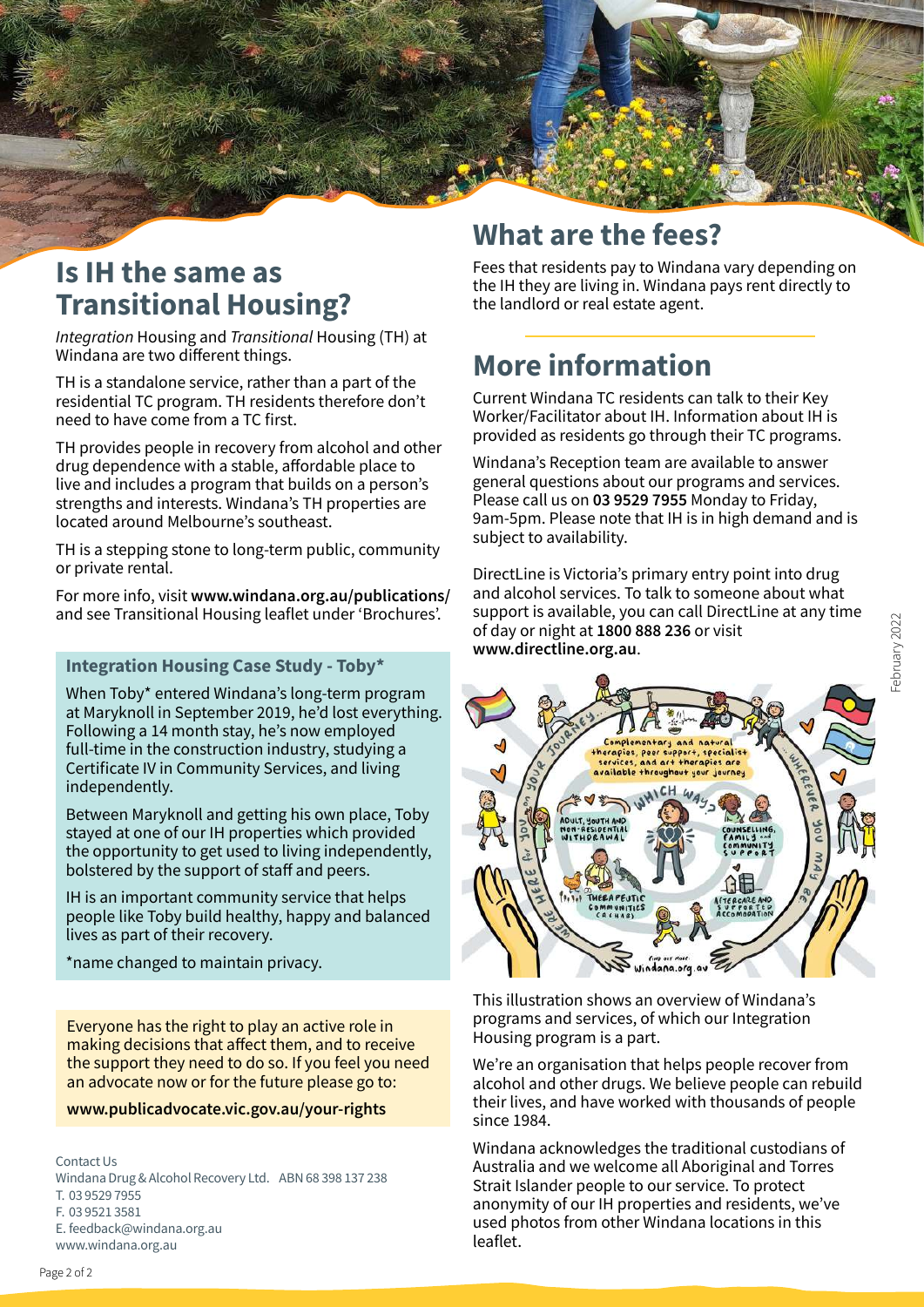## Is IH the same as Transitional Housing?

*Integration* Housing and *Transitional* Housing (TH) at Windana are two different things.

TH is a standalone service, rather than a part of the residential TC program. TH residents therefore don't need to have come from a TC first.

TH provides people in recovery from alcohol and other drug dependence with a stable, affordable place to live and includes a program that builds on a person's strengths and interests. Windana's TH properties are located around Melbourne's southeast.

TH is a stepping stone to long-term public, community or private rental.

For more info, visit **www.windana.org.au/publications/** and see Transitional Housing leaflet under 'Brochures'.

### Integration Housing Case Study - Toby*

When Toby* entered Windana's long-term program at Maryknoll in September 2019, he'd lost everything. Following a 14 month stay, he's now employed full-time in the construction industry, studying a Certificate IV in Community Services, and living independently.

Between Maryknoll and getting his own place, Toby stayed at one of our IH properties which provided the opportunity to get used to living independently, bolstered by the support of staff and peers.

IH is an important community service that helps people like Toby build healthy, happy and balanced lives as part of their recovery.

*name changed to maintain privacy.

Everyone has the right to play an active role in making decisions that affect them, and to receive the support they need to do so. If you feel you need an advocate now or for the future please go to:

**www.publicadvocate.vic.gov.au/your-rights**

Contact Us
Windana Drug & Alcohol Recovery Ltd. ABN 68 398 137 238
T. 03 9529 7955
F. 03 9521 3581
E. feedback@windana.org.au
www.windana.org.au

## What are the fees?

Fees that residents pay to Windana vary depending on the IH they are living in. Windana pays rent directly to the landlord or real estate agent.

## More information

Current Windana TC residents can talk to their Key Worker/Facilitator about IH. Information about IH is provided as residents go through their TC programs.

Windana's Reception team are available to answer general questions about our programs and services. Please call us on **03 9529 7955** Monday to Friday, 9am-5pm. Please note that IH is in high demand and is subject to availability.

DirectLine is Victoria's primary entry point into drug and alcohol services. To talk to someone about what support is available, you can call DirectLine at any time of day or night at **1800 888 236** or visit **www.directline.org.au**.

This illustration shows an overview of Windana's programs and services, of which our Integration Housing program is a part.

We're an organisation that helps people recover from alcohol and other drugs. We believe people can rebuild their lives, and have worked with thousands of people since 1984.

Windana acknowledges the traditional custodians of Australia and we welcome all Aboriginal and Torres Strait Islander people to our service. To protect anonymity of our IH properties and residents, we've used photos from other Windana locations in this leaflet.

February 2022